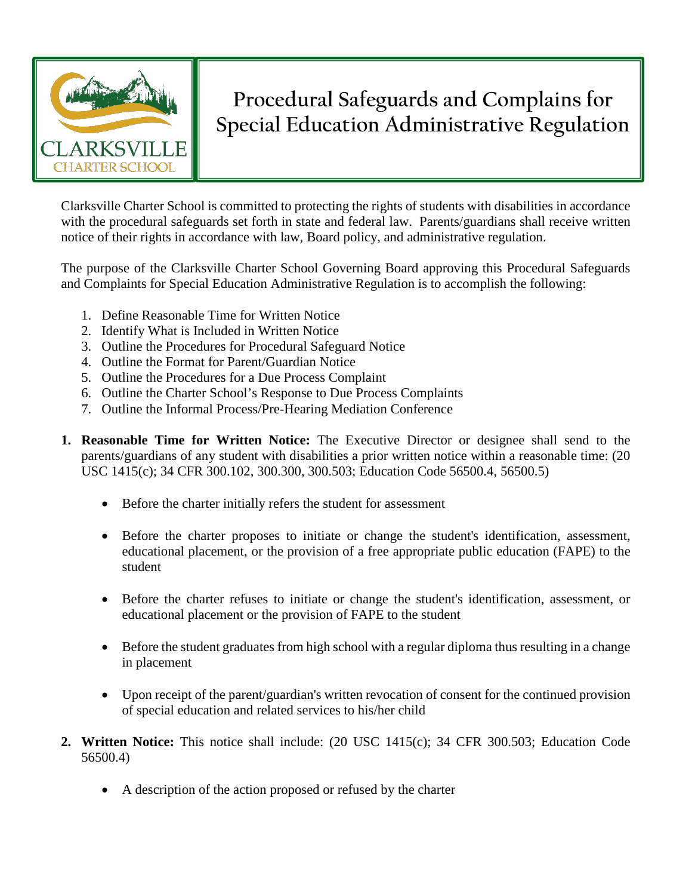# Procedural Safeguards and Complains for Special Education Administrative Regulation

Clarksville Charter School is committed to protecting the rights of students with disabilities in accordance with the procedural safeguards set forth in state and federal law. Parents/guardians shall receive written notice of their rights in accordance with law, Board policy, and administrative regulation.

The purpose of the Clarksville Charter School Governing Board approving this Procedural Safeguards and Complaints for Special Education Administrative Regulation is to accomplish the following:

1. Define Reasonable Time for Written Notice
2. Identify What is Included in Written Notice
3. Outline the Procedures for Procedural Safeguard Notice
4. Outline the Format for Parent/Guardian Notice
5. Outline the Procedures for a Due Process Complaint
6. Outline the Charter School's Response to Due Process Complaints
7. Outline the Informal Process/Pre-Hearing Mediation Conference

1. **Reasonable Time for Written Notice:** The Executive Director or designee shall send to the parents/guardians of any student with disabilities a prior written notice within a reasonable time: (20 USC 1415(c); 34 CFR 300.102, 300.300, 300.503; Education Code 56500.4, 56500.5)

   - Before the charter initially refers the student for assessment
   - Before the charter proposes to initiate or change the student's identification, assessment, educational placement, or the provision of a free appropriate public education (FAPE) to the student
   - Before the charter refuses to initiate or change the student's identification, assessment, or educational placement or the provision of FAPE to the student
   - Before the student graduates from high school with a regular diploma thus resulting in a change in placement
   - Upon receipt of the parent/guardian's written revocation of consent for the continued provision of special education and related services to his/her child

2. **Written Notice:** This notice shall include: (20 USC 1415(c); 34 CFR 300.503; Education Code 56500.4)

   - A description of the action proposed or refused by the charter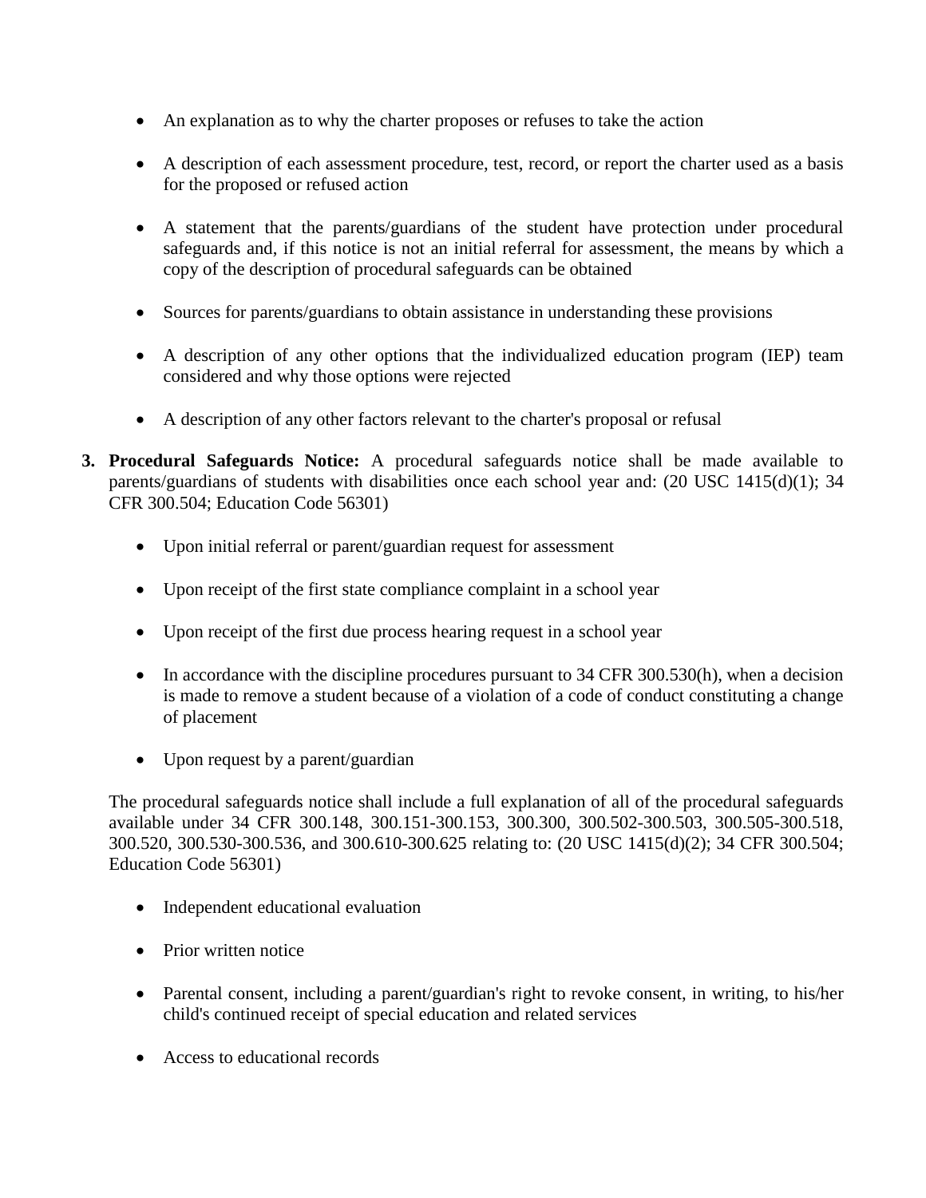- An explanation as to why the charter proposes or refuses to take the action
- A description of each assessment procedure, test, record, or report the charter used as a basis for the proposed or refused action
- A statement that the parents/guardians of the student have protection under procedural safeguards and, if this notice is not an initial referral for assessment, the means by which a copy of the description of procedural safeguards can be obtained
- Sources for parents/guardians to obtain assistance in understanding these provisions
- A description of any other options that the individualized education program (IEP) team considered and why those options were rejected
- A description of any other factors relevant to the charter's proposal or refusal

3. **Procedural Safeguards Notice:** A procedural safeguards notice shall be made available to parents/guardians of students with disabilities once each school year and: (20 USC 1415(d)(1); 34 CFR 300.504; Education Code 56301)

    - Upon initial referral or parent/guardian request for assessment
    - Upon receipt of the first state compliance complaint in a school year
    - Upon receipt of the first due process hearing request in a school year
    - In accordance with the discipline procedures pursuant to 34 CFR 300.530(h), when a decision is made to remove a student because of a violation of a code of conduct constituting a change of placement
    - Upon request by a parent/guardian

    The procedural safeguards notice shall include a full explanation of all of the procedural safeguards available under 34 CFR 300.148, 300.151-300.153, 300.300, 300.502-300.503, 300.505-300.518, 300.520, 300.530-300.536, and 300.610-300.625 relating to: (20 USC 1415(d)(2); 34 CFR 300.504; Education Code 56301)

    - Independent educational evaluation
    - Prior written notice
    - Parental consent, including a parent/guardian's right to revoke consent, in writing, to his/her child's continued receipt of special education and related services
    - Access to educational records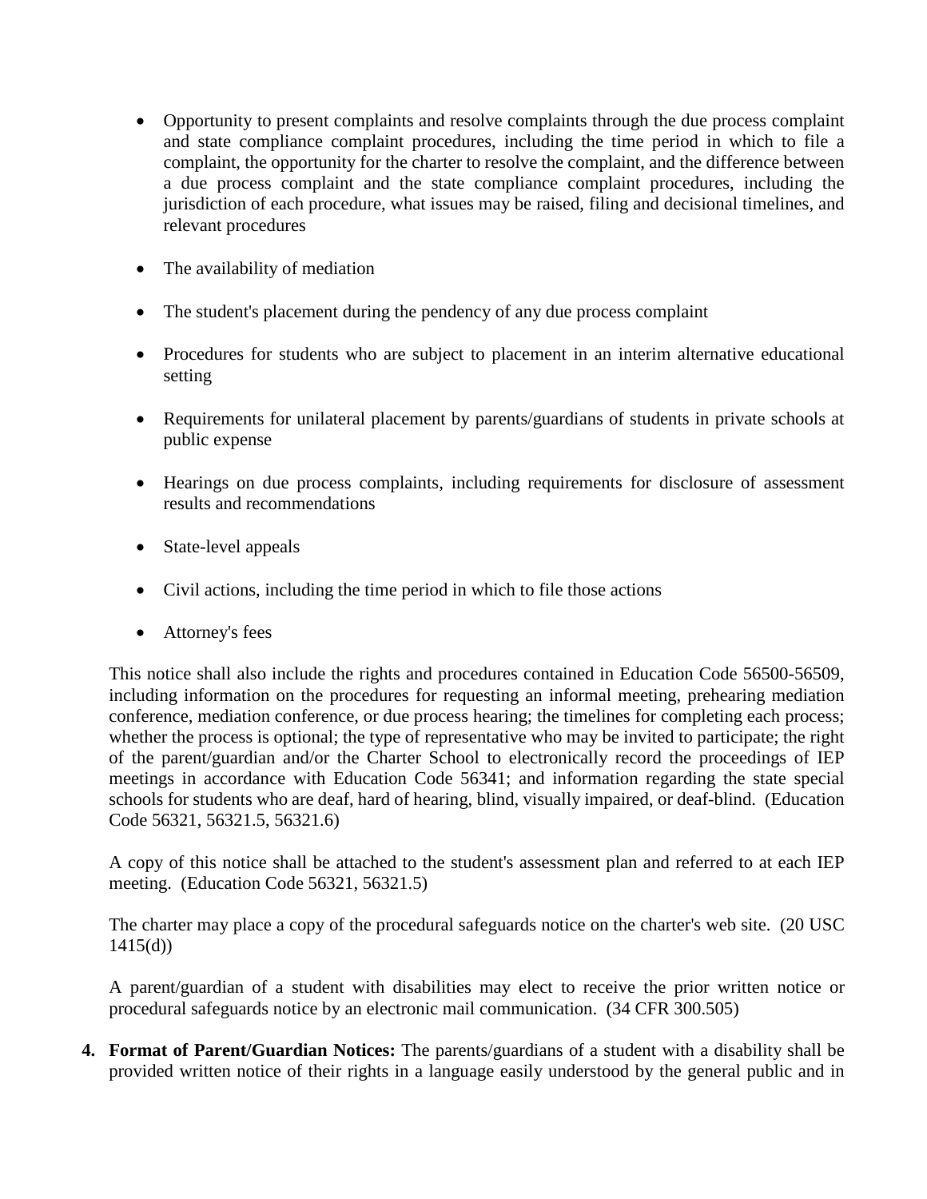- Opportunity to present complaints and resolve complaints through the due process complaint and state compliance complaint procedures, including the time period in which to file a complaint, the opportunity for the charter to resolve the complaint, and the difference between a due process complaint and the state compliance complaint procedures, including the jurisdiction of each procedure, what issues may be raised, filing and decisional timelines, and relevant procedures

- The availability of mediation

- The student's placement during the pendency of any due process complaint

- Procedures for students who are subject to placement in an interim alternative educational setting

- Requirements for unilateral placement by parents/guardians of students in private schools at public expense

- Hearings on due process complaints, including requirements for disclosure of assessment results and recommendations

- State-level appeals

- Civil actions, including the time period in which to file those actions

- Attorney's fees

This notice shall also include the rights and procedures contained in Education Code 56500-56509, including information on the procedures for requesting an informal meeting, prehearing mediation conference, mediation conference, or due process hearing; the timelines for completing each process; whether the process is optional; the type of representative who may be invited to participate; the right of the parent/guardian and/or the Charter School to electronically record the proceedings of IEP meetings in accordance with Education Code 56341; and information regarding the state special schools for students who are deaf, hard of hearing, blind, visually impaired, or deaf-blind. (Education Code 56321, 56321.5, 56321.6)

A copy of this notice shall be attached to the student's assessment plan and referred to at each IEP meeting. (Education Code 56321, 56321.5)

The charter may place a copy of the procedural safeguards notice on the charter's web site. (20 USC 1415(d))

A parent/guardian of a student with disabilities may elect to receive the prior written notice or procedural safeguards notice by an electronic mail communication. (34 CFR 300.505)

4. **Format of Parent/Guardian Notices:** The parents/guardians of a student with a disability shall be provided written notice of their rights in a language easily understood by the general public and in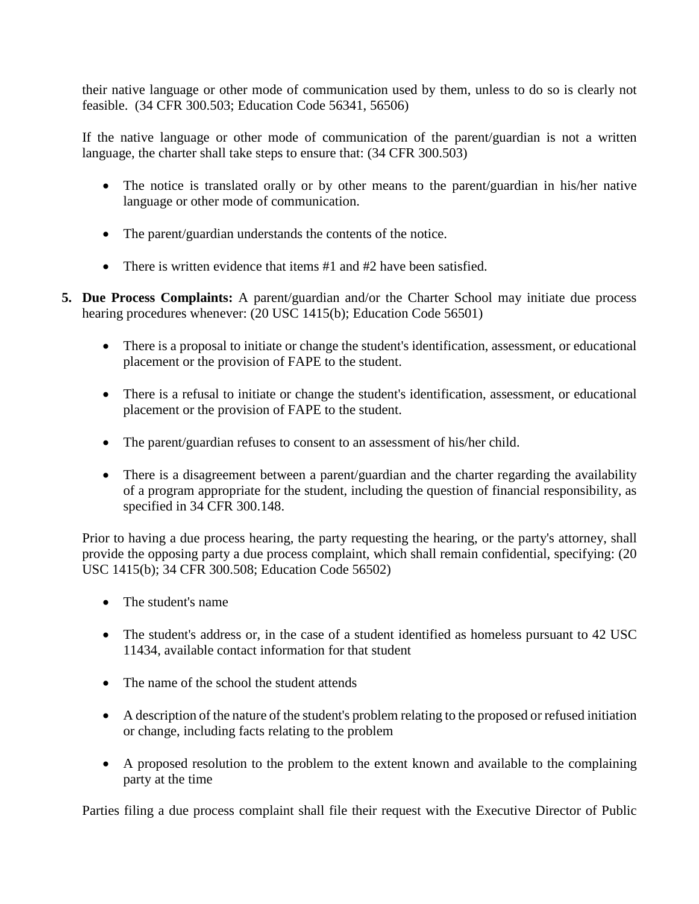their native language or other mode of communication used by them, unless to do so is clearly not feasible. (34 CFR 300.503; Education Code 56341, 56506)

If the native language or other mode of communication of the parent/guardian is not a written language, the charter shall take steps to ensure that: (34 CFR 300.503)

- The notice is translated orally or by other means to the parent/guardian in his/her native language or other mode of communication.
- The parent/guardian understands the contents of the notice.
- There is written evidence that items #1 and #2 have been satisfied.

5. **Due Process Complaints:** A parent/guardian and/or the Charter School may initiate due process hearing procedures whenever: (20 USC 1415(b); Education Code 56501)

   - There is a proposal to initiate or change the student's identification, assessment, or educational placement or the provision of FAPE to the student.
   - There is a refusal to initiate or change the student's identification, assessment, or educational placement or the provision of FAPE to the student.
   - The parent/guardian refuses to consent to an assessment of his/her child.
   - There is a disagreement between a parent/guardian and the charter regarding the availability of a program appropriate for the student, including the question of financial responsibility, as specified in 34 CFR 300.148.

   Prior to having a due process hearing, the party requesting the hearing, or the party's attorney, shall provide the opposing party a due process complaint, which shall remain confidential, specifying: (20 USC 1415(b); 34 CFR 300.508; Education Code 56502)

   - The student's name
   - The student's address or, in the case of a student identified as homeless pursuant to 42 USC 11434, available contact information for that student
   - The name of the school the student attends
   - A description of the nature of the student's problem relating to the proposed or refused initiation or change, including facts relating to the problem
   - A proposed resolution to the problem to the extent known and available to the complaining party at the time

   Parties filing a due process complaint shall file their request with the Executive Director of Public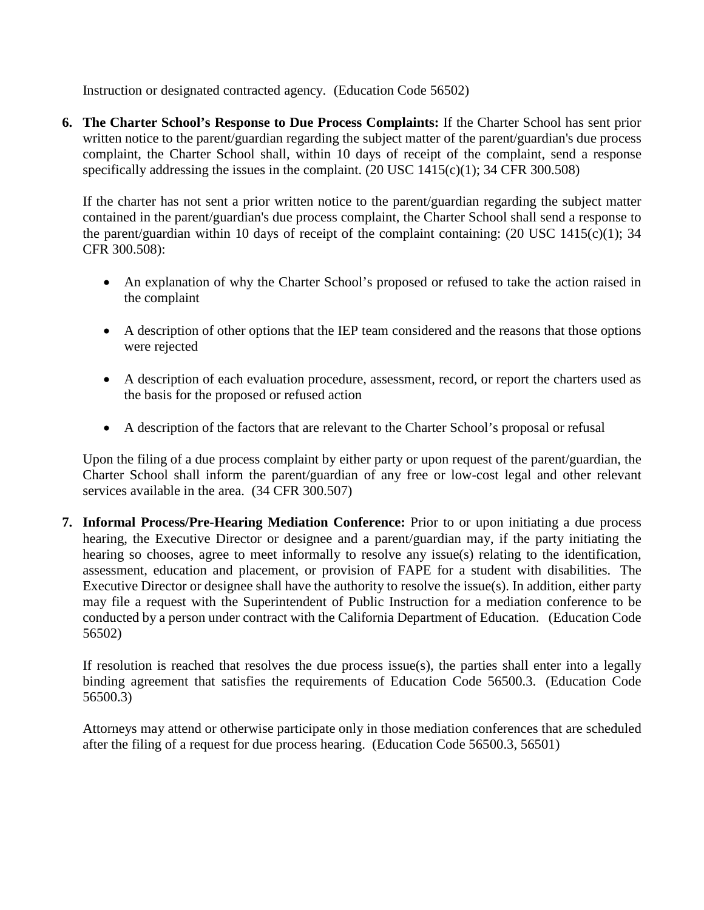Instruction or designated contracted agency. (Education Code 56502)

6. **The Charter School's Response to Due Process Complaints:** If the Charter School has sent prior written notice to the parent/guardian regarding the subject matter of the parent/guardian's due process complaint, the Charter School shall, within 10 days of receipt of the complaint, send a response specifically addressing the issues in the complaint. (20 USC 1415(c)(1); 34 CFR 300.508)

   If the charter has not sent a prior written notice to the parent/guardian regarding the subject matter contained in the parent/guardian's due process complaint, the Charter School shall send a response to the parent/guardian within 10 days of receipt of the complaint containing: (20 USC 1415(c)(1); 34 CFR 300.508):

   - An explanation of why the Charter School's proposed or refused to take the action raised in the complaint
   - A description of other options that the IEP team considered and the reasons that those options were rejected
   - A description of each evaluation procedure, assessment, record, or report the charters used as the basis for the proposed or refused action
   - A description of the factors that are relevant to the Charter School's proposal or refusal

   Upon the filing of a due process complaint by either party or upon request of the parent/guardian, the Charter School shall inform the parent/guardian of any free or low-cost legal and other relevant services available in the area. (34 CFR 300.507)

7. **Informal Process/Pre-Hearing Mediation Conference:** Prior to or upon initiating a due process hearing, the Executive Director or designee and a parent/guardian may, if the party initiating the hearing so chooses, agree to meet informally to resolve any issue(s) relating to the identification, assessment, education and placement, or provision of FAPE for a student with disabilities. The Executive Director or designee shall have the authority to resolve the issue(s). In addition, either party may file a request with the Superintendent of Public Instruction for a mediation conference to be conducted by a person under contract with the California Department of Education. (Education Code 56502)

   If resolution is reached that resolves the due process issue(s), the parties shall enter into a legally binding agreement that satisfies the requirements of Education Code 56500.3. (Education Code 56500.3)

   Attorneys may attend or otherwise participate only in those mediation conferences that are scheduled after the filing of a request for due process hearing. (Education Code 56500.3, 56501)